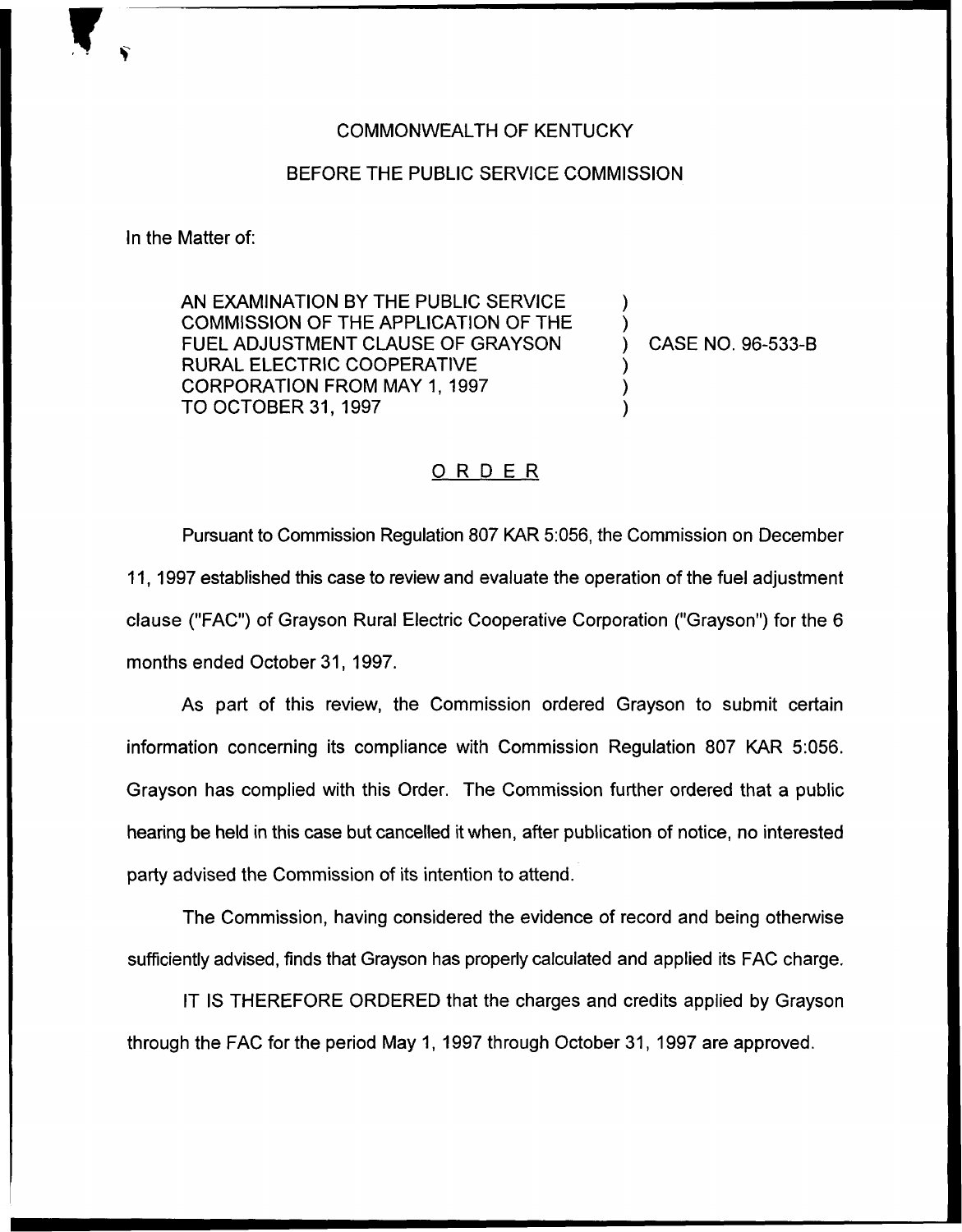COMMONWEALTH OF KENTUCKY

BEFORE THE PUBLIC SERVICE COMMISSION

In the Matter of:

AN EXAMINATION BY THE PUBLIC SERVICE COMMISSION OF THE APPLICATION OF THE FUEL ADJUSTMENT CLAUSE OF GRAYSON RURAL ELECTRIC COOPERATIVE CORPORATION FROM MAY 1, 1997 TO OCTOBER 31, 1997 ) CASE NO. 96-533-B

## ORDER

Pursuant to Commission Regulation 807 KAR 5:056, the Commission on December 11, 1997 established this case to review and evaluate the operation of the fuel adjustment clause ("FAC") of Grayson Rural Electric Cooperative Corporation ("Grayson") for the 6 months ended October 31, 1997.

As part of this review, the Commission ordered Grayson to submit certain information concerning its compliance with Commission Regulation 807 KAR 5:056. Grayson has complied with this Order. The Commission further ordered that a public hearing be held in this case but cancelled it when, after publication of notice, no interested party advised the Commission of its intention to attend.

The Commission, having considered the evidence of record and being otherwise sufficiently advised, finds that Grayson has properly calculated and applied its FAC charge.

IT IS THEREFORE ORDERED that the charges and credits applied by Grayson through the FAC for the period May 1, 1997 through October 31, 1997 are approved.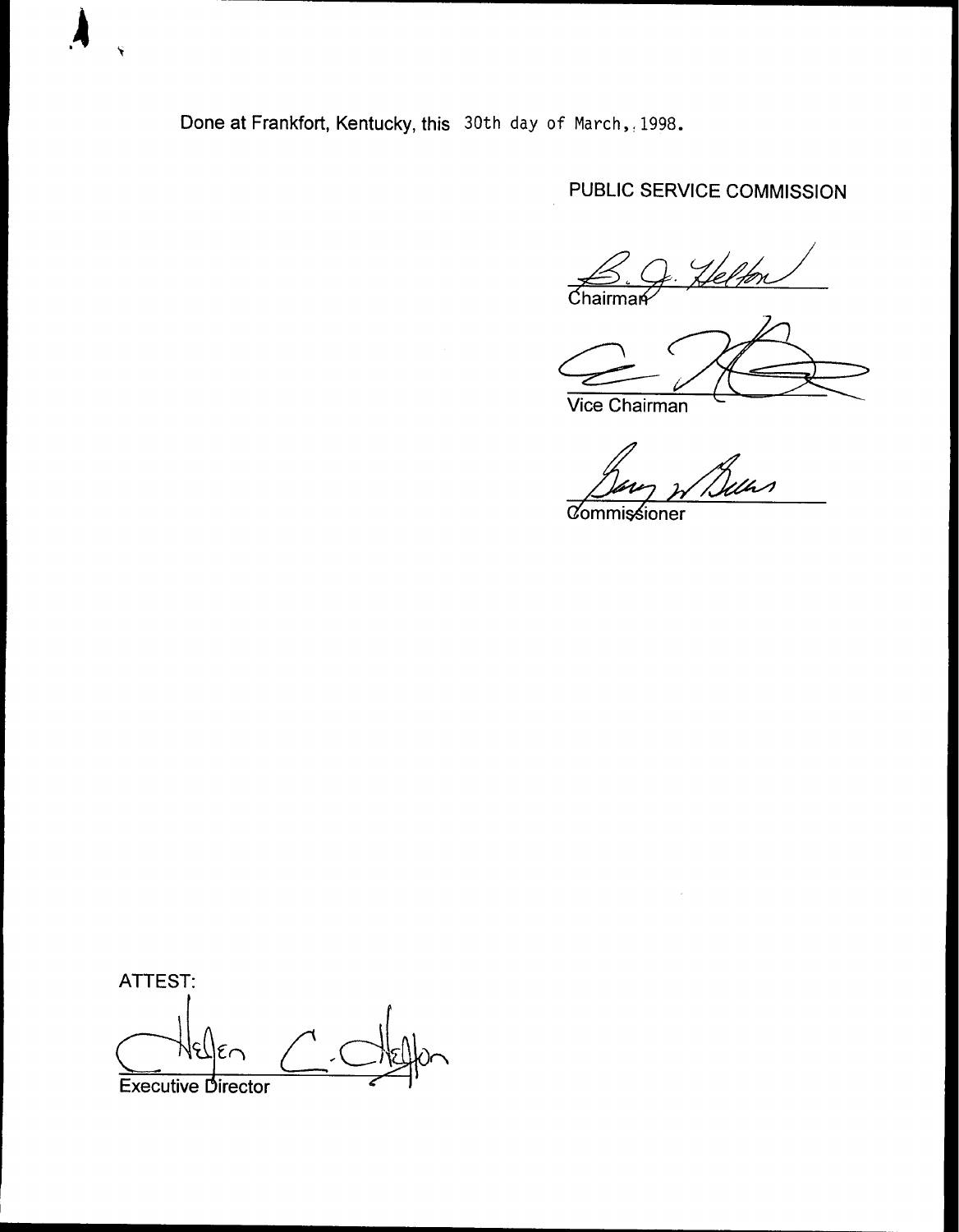Done at Frankfort, Kentucky, this 30th day of March, 1998.

PUBLIC SERVICE COMMISSION

Chairman

Vice Chairman

Commissioner

ATTEST:

Executive Director